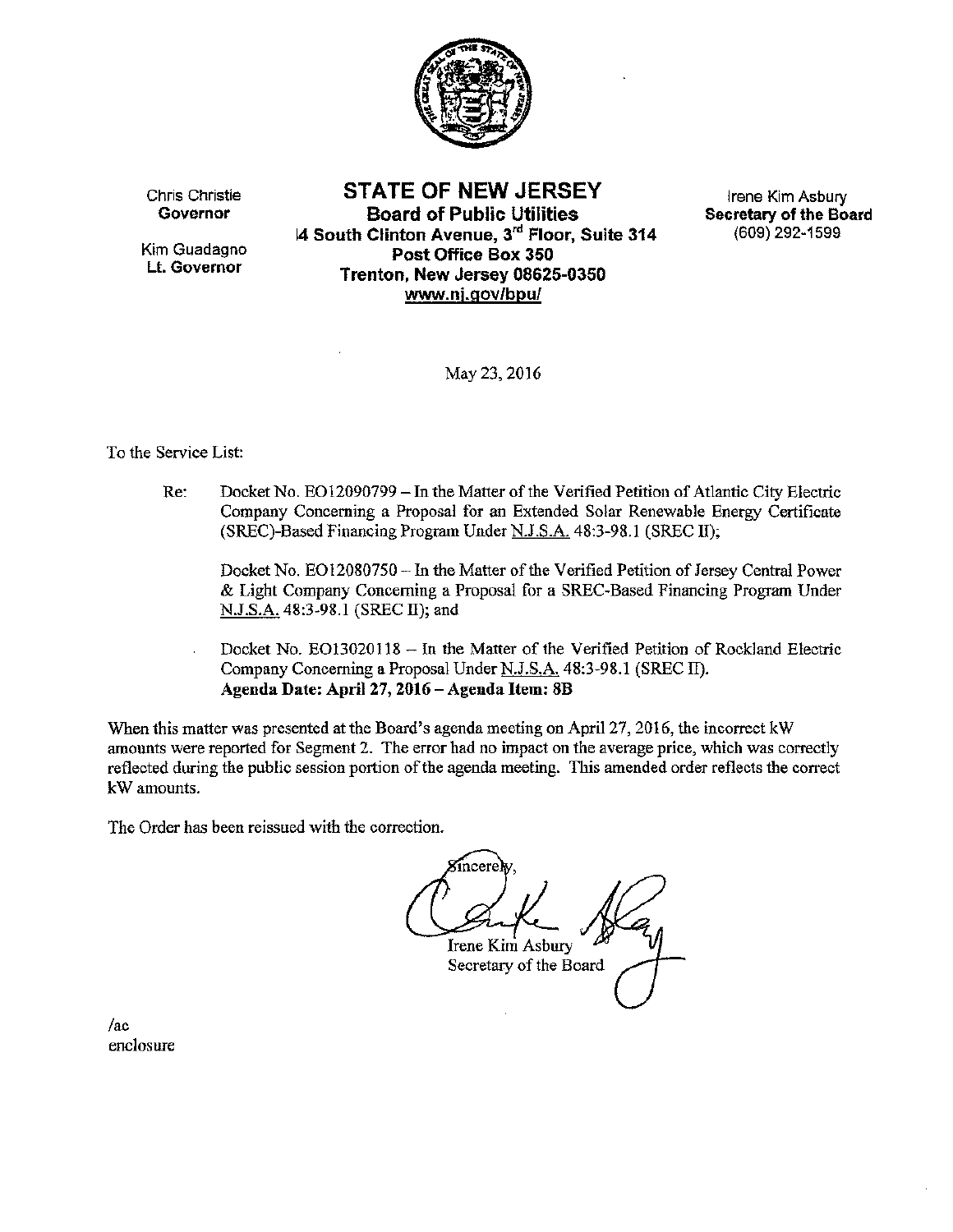Chris Christie
**Governor**

Kim Guadagno
**Lt. Governor**

# STATE OF NEW JERSEY

**Board of Public Utilities**
**44 South Clinton Avenue, 3rd Floor, Suite 314**
**Post Office Box 350**
**Trenton, New Jersey 08625-0350**
**www.nj.gov/bpu/**

Irene Kim Asbury
**Secretary of the Board**
(609) 292-1599

May 23, 2016

To the Service List:

Re: Docket No. EO12090799 – In the Matter of the Verified Petition of Atlantic City Electric Company Concerning a Proposal for an Extended Solar Renewable Energy Certificate (SREC)-Based Financing Program Under N.J.S.A. 48:3-98.1 (SREC II);

Docket No. EO12080750 – In the Matter of the Verified Petition of Jersey Central Power & Light Company Concerning a Proposal for a SREC-Based Financing Program Under N.J.S.A. 48:3-98.1 (SREC II); and

Docket No. EO13020118 – In the Matter of the Verified Petition of Rockland Electric Company Concerning a Proposal Under N.J.S.A. 48:3-98.1 (SREC II).
**Agenda Date: April 27, 2016 – Agenda Item: 8B**

When this matter was presented at the Board's agenda meeting on April 27, 2016, the incorrect kW amounts were reported for Segment 2. The error had no impact on the average price, which was correctly reflected during the public session portion of the agenda meeting. This amended order reflects the correct kW amounts.

The Order has been reissued with the correction.

Sincerely,

Irene Kim Asbury
Secretary of the Board

/ac
enclosure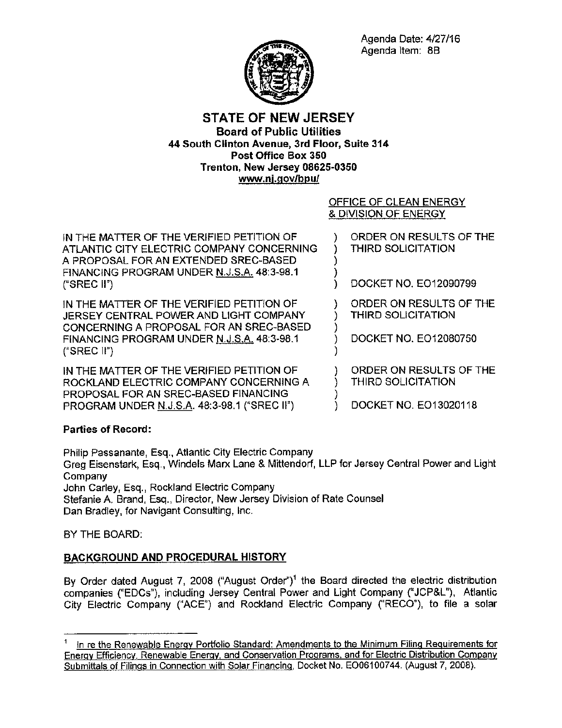Agenda Date: 4/27/16
Agenda Item: 8B

**STATE OF NEW JERSEY**
**Board of Public Utilities**
**44 South Clinton Avenue, 3rd Floor, Suite 314**
**Post Office Box 350**
**Trenton, New Jersey 08625-0350**
**www.nj.gov/bpu/**

OFFICE OF CLEAN ENERGY
& DIVISION OF ENERGY

| | | |
|---|---|---|
| IN THE MATTER OF THE VERIFIED PETITION OF ATLANTIC CITY ELECTRIC COMPANY CONCERNING A PROPOSAL FOR AN EXTENDED SREC-BASED FINANCING PROGRAM UNDER N.J.S.A. 48:3-98.1 ("SREC II") | ) | ORDER ON RESULTS OF THE THIRD SOLICITATION<br><br>DOCKET NO. EO12090799 |
| IN THE MATTER OF THE VERIFIED PETITION OF JERSEY CENTRAL POWER AND LIGHT COMPANY CONCERNING A PROPOSAL FOR AN SREC-BASED FINANCING PROGRAM UNDER N.J.S.A. 48:3-98.1 ("SREC II") | ) | ORDER ON RESULTS OF THE THIRD SOLICITATION<br><br>DOCKET NO. EO12080750 |
| IN THE MATTER OF THE VERIFIED PETITION OF ROCKLAND ELECTRIC COMPANY CONCERNING A PROPOSAL FOR AN SREC-BASED FINANCING PROGRAM UNDER N.J.S.A. 48:3-98.1 ("SREC II") | ) | ORDER ON RESULTS OF THE THIRD SOLICITATION<br><br>DOCKET NO. EO13020118 |

**Parties of Record:**

Philip Passanante, Esq., Atlantic City Electric Company
Greg Eisenstark, Esq., Windels Marx Lane & Mittendorf, LLP for Jersey Central Power and Light Company
John Carley, Esq., Rockland Electric Company
Stefanie A. Brand, Esq., Director, New Jersey Division of Rate Counsel
Dan Bradley, for Navigant Consulting, Inc.

BY THE BOARD:

## BACKGROUND AND PROCEDURAL HISTORY

By Order dated August 7, 2008 ("August Order")[1] the Board directed the electric distribution companies ("EDCs"), including Jersey Central Power and Light Company ("JCP&L"), Atlantic City Electric Company ("ACE") and Rockland Electric Company ("RECO"), to file a solar

[1] In re the Renewable Energy Portfolio Standard: Amendments to the Minimum Filing Requirements for Energy Efficiency, Renewable Energy, and Conservation Programs, and for Electric Distribution Company Submittals of Filings in Connection with Solar Financing, Docket No. EO06100744. (August 7, 2008).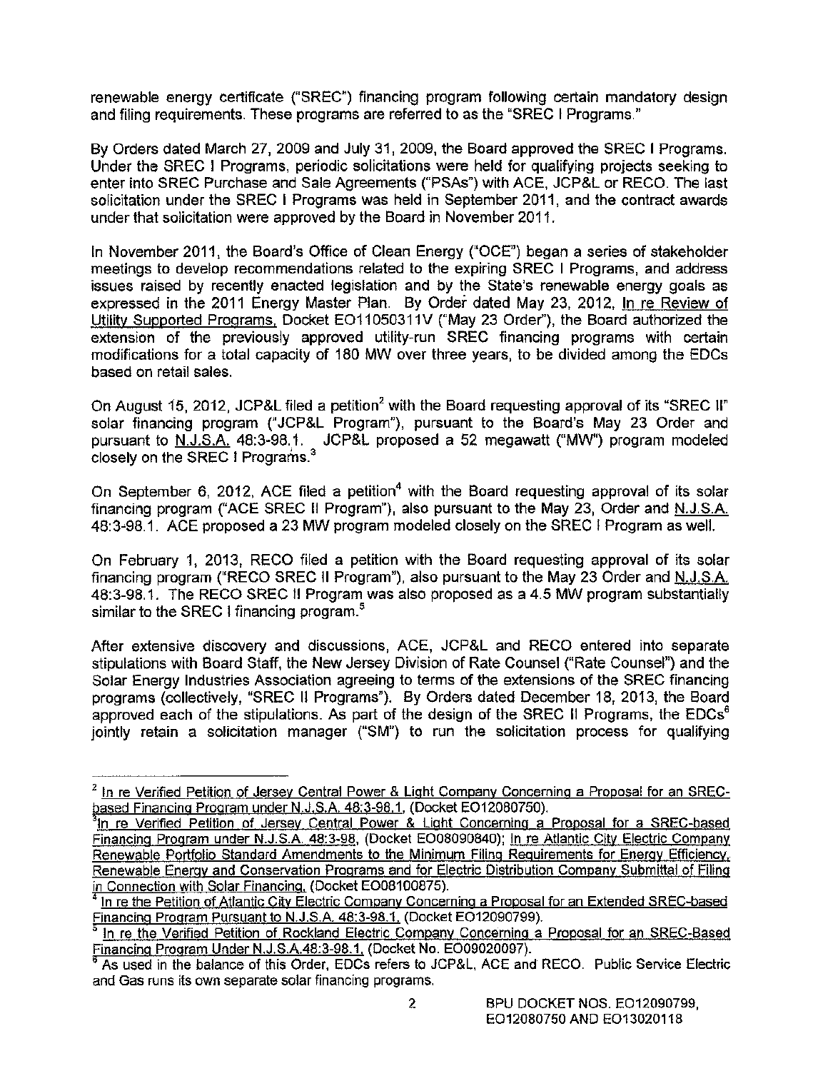renewable energy certificate ("SREC") financing program following certain mandatory design and filing requirements. These programs are referred to as the "SREC I Programs."

By Orders dated March 27, 2009 and July 31, 2009, the Board approved the SREC I Programs. Under the SREC I Programs, periodic solicitations were held for qualifying projects seeking to enter into SREC Purchase and Sale Agreements ("PSAs") with ACE, JCP&L or RECO. The last solicitation under the SREC I Programs was held in September 2011, and the contract awards under that solicitation were approved by the Board in November 2011.

In November 2011, the Board's Office of Clean Energy ("OCE") began a series of stakeholder meetings to develop recommendations related to the expiring SREC I Programs, and address issues raised by recently enacted legislation and by the State's renewable energy goals as expressed in the 2011 Energy Master Plan. By Order dated May 23, 2012, In re Review of Utility Supported Programs, Docket EO11050311V ("May 23 Order"), the Board authorized the extension of the previously approved utility-run SREC financing programs with certain modifications for a total capacity of 180 MW over three years, to be divided among the EDCs based on retail sales.

On August 15, 2012, JCP&L filed a petition[2] with the Board requesting approval of its "SREC II" solar financing program ("JCP&L Program"), pursuant to the Board's May 23 Order and pursuant to N.J.S.A. 48:3-98.1. JCP&L proposed a 52 megawatt ("MW") program modeled closely on the SREC I Programs.[3]

On September 6, 2012, ACE filed a petition[4] with the Board requesting approval of its solar financing program ("ACE SREC II Program"), also pursuant to the May 23, Order and N.J.S.A. 48:3-98.1. ACE proposed a 23 MW program modeled closely on the SREC I Program as well.

On February 1, 2013, RECO filed a petition with the Board requesting approval of its solar financing program ("RECO SREC II Program"), also pursuant to the May 23 Order and N.J.S.A. 48:3-98.1. The RECO SREC II Program was also proposed as a 4.5 MW program substantially similar to the SREC I financing program.[5]

After extensive discovery and discussions, ACE, JCP&L and RECO entered into separate stipulations with Board Staff, the New Jersey Division of Rate Counsel ("Rate Counsel") and the Solar Energy Industries Association agreeing to terms of the extensions of the SREC financing programs (collectively, "SREC II Programs"). By Orders dated December 18, 2013, the Board approved each of the stipulations. As part of the design of the SREC II Programs, the EDCs[6] jointly retain a solicitation manager ("SM") to run the solicitation process for qualifying

---

[2] In re Verified Petition of Jersey Central Power & Light Company Concerning a Proposal for an SREC-based Financing Program under N.J.S.A. 48:3-98.1, (Docket EO12080750).

[3] In re Verified Petition of Jersey Central Power & Light Concerning a Proposal for a SREC-based Financing Program under N.J.S.A. 48:3-98, (Docket EO08090840); In re Atlantic City Electric Company Renewable Portfolio Standard Amendments to the Minimum Filing Requirements for Energy Efficiency, Renewable Energy and Conservation Programs and for Electric Distribution Company Submittal of Filing in Connection with Solar Financing, (Docket EO08100875).

[4] In re the Petition of Atlantic City Electric Company Concerning a Proposal for an Extended SREC-based Financing Program Pursuant to N.J.S.A. 48:3-98.1, (Docket EO12090799).

[5] In re the Verified Petition of Rockland Electric Company Concerning a Proposal for an SREC-Based Financing Program Under N.J.S.A.48:3-98.1, (Docket No. EO09020097).

[6] As used in the balance of this Order, EDCs refers to JCP&L, ACE and RECO. Public Service Electric and Gas runs its own separate solar financing programs.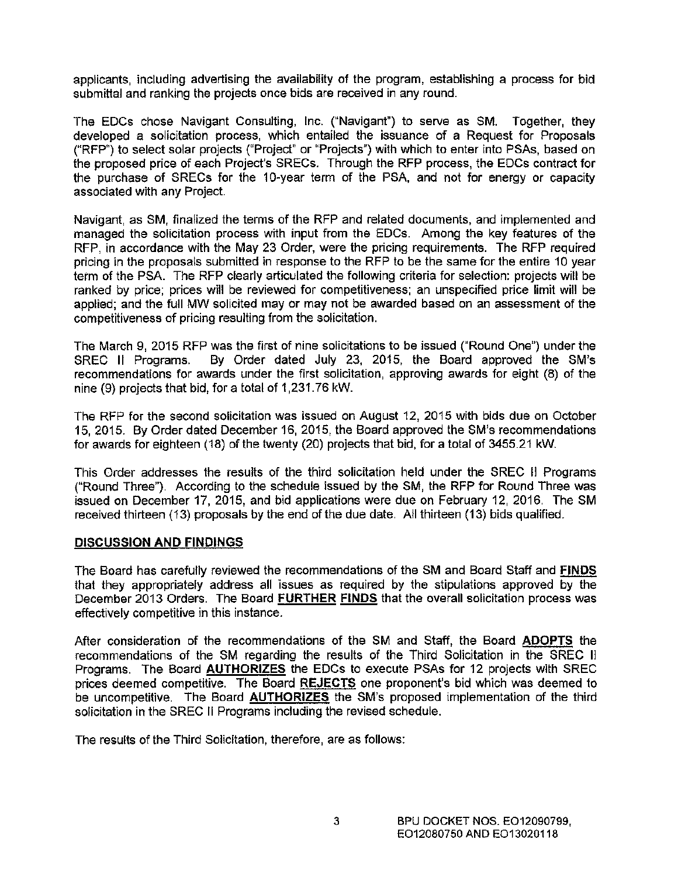applicants, including advertising the availability of the program, establishing a process for bid submittal and ranking the projects once bids are received in any round.

The EDCs chose Navigant Consulting, Inc. ("Navigant") to serve as SM. Together, they developed a solicitation process, which entailed the issuance of a Request for Proposals ("RFP") to select solar projects ("Project" or "Projects") with which to enter into PSAs, based on the proposed price of each Project's SRECs. Through the RFP process, the EDCs contract for the purchase of SRECs for the 10-year term of the PSA, and not for energy or capacity associated with any Project.

Navigant, as SM, finalized the terms of the RFP and related documents, and implemented and managed the solicitation process with input from the EDCs. Among the key features of the RFP, in accordance with the May 23 Order, were the pricing requirements. The RFP required pricing in the proposals submitted in response to the RFP to be the same for the entire 10 year term of the PSA. The RFP clearly articulated the following criteria for selection: projects will be ranked by price; prices will be reviewed for competitiveness; an unspecified price limit will be applied; and the full MW solicited may or may not be awarded based on an assessment of the competitiveness of pricing resulting from the solicitation.

The March 9, 2015 RFP was the first of nine solicitations to be issued ("Round One") under the SREC II Programs. By Order dated July 23, 2015, the Board approved the SM's recommendations for awards under the first solicitation, approving awards for eight (8) of the nine (9) projects that bid, for a total of 1,231.76 kW.

The RFP for the second solicitation was issued on August 12, 2015 with bids due on October 15, 2015. By Order dated December 16, 2015, the Board approved the SM's recommendations for awards for eighteen (18) of the twenty (20) projects that bid, for a total of 3455.21 kW.

This Order addresses the results of the third solicitation held under the SREC II Programs ("Round Three"). According to the schedule issued by the SM, the RFP for Round Three was issued on December 17, 2015, and bid applications were due on February 12, 2016. The SM received thirteen (13) proposals by the end of the due date. All thirteen (13) bids qualified.

## DISCUSSION AND FINDINGS

The Board has carefully reviewed the recommendations of the SM and Board Staff and **FINDS** that they appropriately address all issues as required by the stipulations approved by the December 2013 Orders. The Board **FURTHER FINDS** that the overall solicitation process was effectively competitive in this instance.

After consideration of the recommendations of the SM and Staff, the Board **ADOPTS** the recommendations of the SM regarding the results of the Third Solicitation in the SREC II Programs. The Board **AUTHORIZES** the EDCs to execute PSAs for 12 projects with SREC prices deemed competitive. The Board **REJECTS** one proponent's bid which was deemed to be uncompetitive. The Board **AUTHORIZES** the SM's proposed implementation of the third solicitation in the SREC II Programs including the revised schedule.

The results of the Third Solicitation, therefore, are as follows: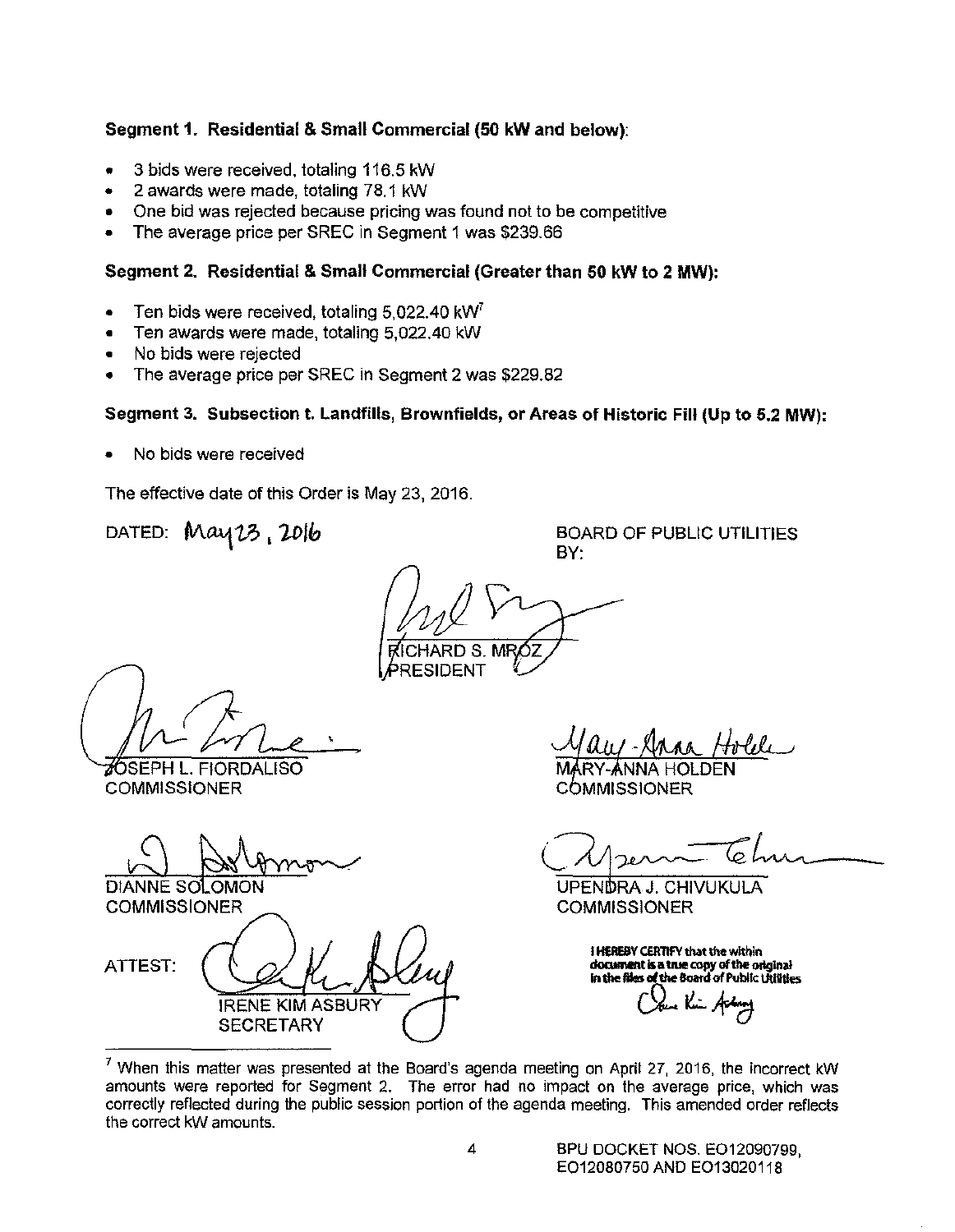**Segment 1. Residential & Small Commercial (50 kW and below):**

- 3 bids were received, totaling 116.5 kW
- 2 awards were made, totaling 78.1 kW
- One bid was rejected because pricing was found not to be competitive
- The average price per SREC in Segment 1 was $239.66

**Segment 2. Residential & Small Commercial (Greater than 50 kW to 2 MW):**

- Ten bids were received, totaling 5,022.40 kW[7]
- Ten awards were made, totaling 5,022.40 kW
- No bids were rejected
- The average price per SREC in Segment 2 was $229.82

**Segment 3. Subsection t. Landfills, Brownfields, or Areas of Historic Fill (Up to 5.2 MW):**

- No bids were received

The effective date of this Order is May 23, 2016.

DATED: May 23, 2016

BOARD OF PUBLIC UTILITIES
BY:

RICHARD S. MROZ
PRESIDENT

JOSEPH L. FIORDALISO
COMMISSIONER

MARY-ANNA HOLDEN
COMMISSIONER

DIANNE SOLOMON
COMMISSIONER

UPENDRA J. CHIVUKULA
COMMISSIONER

ATTEST:

IRENE KIM ASBURY
SECRETARY

I HEREBY CERTIFY that the within document is a true copy of the original in the files of the Board of Public Utilities

---

[7] When this matter was presented at the Board's agenda meeting on April 27, 2016, the incorrect kW amounts were reported for Segment 2. The error had no impact on the average price, which was correctly reflected during the public session portion of the agenda meeting. This amended order reflects the correct kW amounts.

BPU DOCKET NOS. EO12090799, EO12080750 AND EO13020118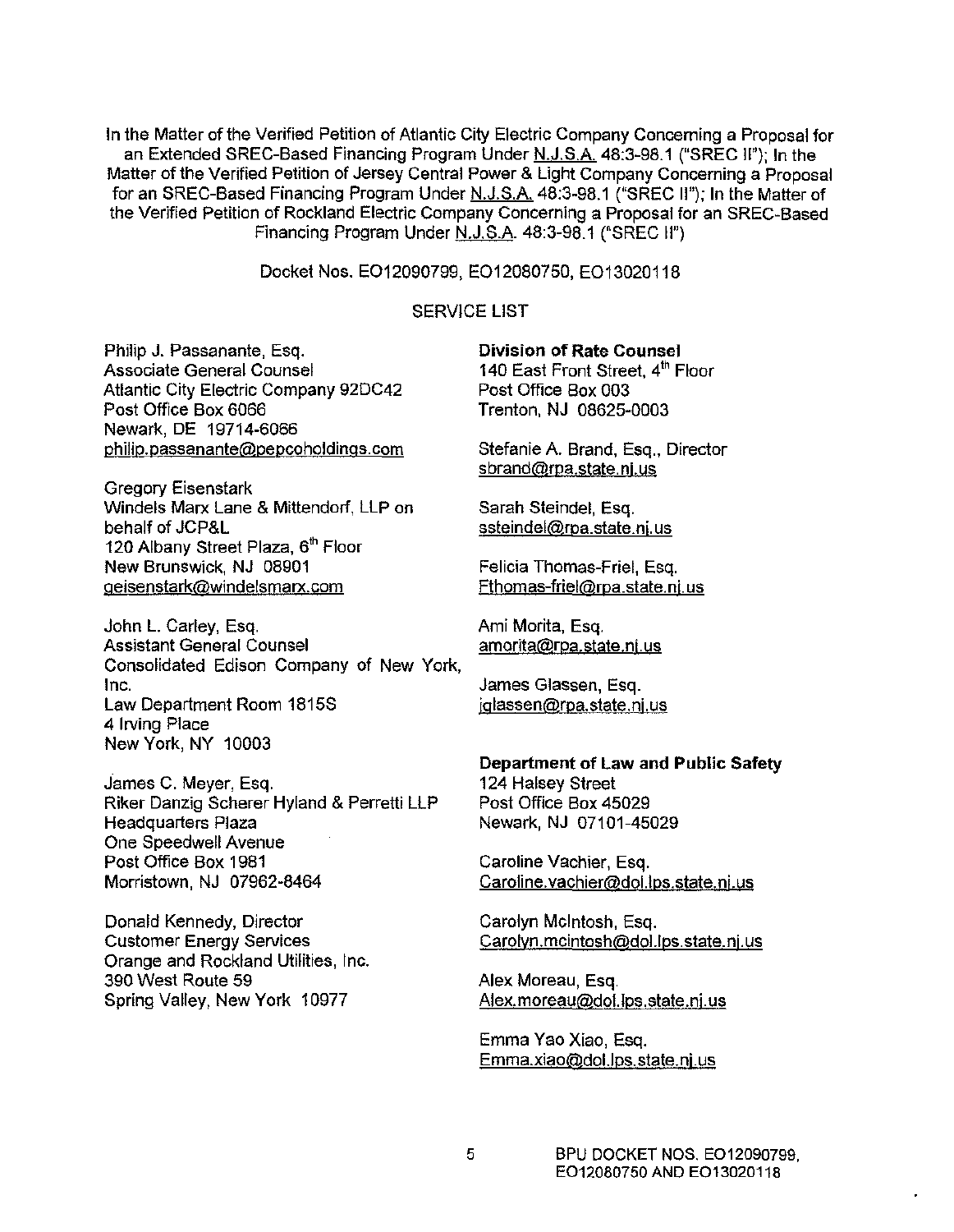In the Matter of the Verified Petition of Atlantic City Electric Company Concerning a Proposal for an Extended SREC-Based Financing Program Under N.J.S.A. 48:3-98.1 ("SREC II"); In the Matter of the Verified Petition of Jersey Central Power & Light Company Concerning a Proposal for an SREC-Based Financing Program Under N.J.S.A. 48:3-98.1 ("SREC II"); In the Matter of the Verified Petition of Rockland Electric Company Concerning a Proposal for an SREC-Based Financing Program Under N.J.S.A. 48:3-98.1 ("SREC II")

Docket Nos. EO12090799, EO12080750, EO13020118

SERVICE LIST

Philip J. Passanante, Esq.
Associate General Counsel
Atlantic City Electric Company 92DC42
Post Office Box 6066
Newark, DE 19714-6066
philip.passanante@pepcoholdings.com

Gregory Eisenstark
Windels Marx Lane & Mittendorf, LLP on behalf of JCP&L
120 Albany Street Plaza, 6th Floor
New Brunswick, NJ 08901
geisenstark@windelsmarx.com

John L. Carley, Esq.
Assistant General Counsel
Consolidated Edison Company of New York, Inc.
Law Department Room 1815S
4 Irving Place
New York, NY 10003

James C. Meyer, Esq.
Riker Danzig Scherer Hyland & Perretti LLP
Headquarters Plaza
One Speedwell Avenue
Post Office Box 1981
Morristown, NJ 07962-8464

Donald Kennedy, Director
Customer Energy Services
Orange and Rockland Utilities, Inc.
390 West Route 59
Spring Valley, New York 10977

**Division of Rate Counsel**
140 East Front Street, 4th Floor
Post Office Box 003
Trenton, NJ 08625-0003

Stefanie A. Brand, Esq., Director
sbrand@rpa.state.nj.us

Sarah Steindel, Esq.
ssteindel@rpa.state.nj.us

Felicia Thomas-Friel, Esq.
Fthomas-friel@rpa.state.nj.us

Ami Morita, Esq.
amorita@rpa.state.nj.us

James Glassen, Esq.
jglassen@rpa.state.nj.us

**Department of Law and Public Safety**
124 Halsey Street
Post Office Box 45029
Newark, NJ 07101-45029

Caroline Vachier, Esq.
Caroline.vachier@dol.lps.state.nj.us

Carolyn McIntosh, Esq.
Carolyn.mcintosh@dol.lps.state.nj.us

Alex Moreau, Esq.
Alex.moreau@dol.lps.state.nj.us

Emma Yao Xiao, Esq.
Emma.xiao@dol.lps.state.nj.us

BPU DOCKET NOS. EO12090799, EO12080750 AND EO13020118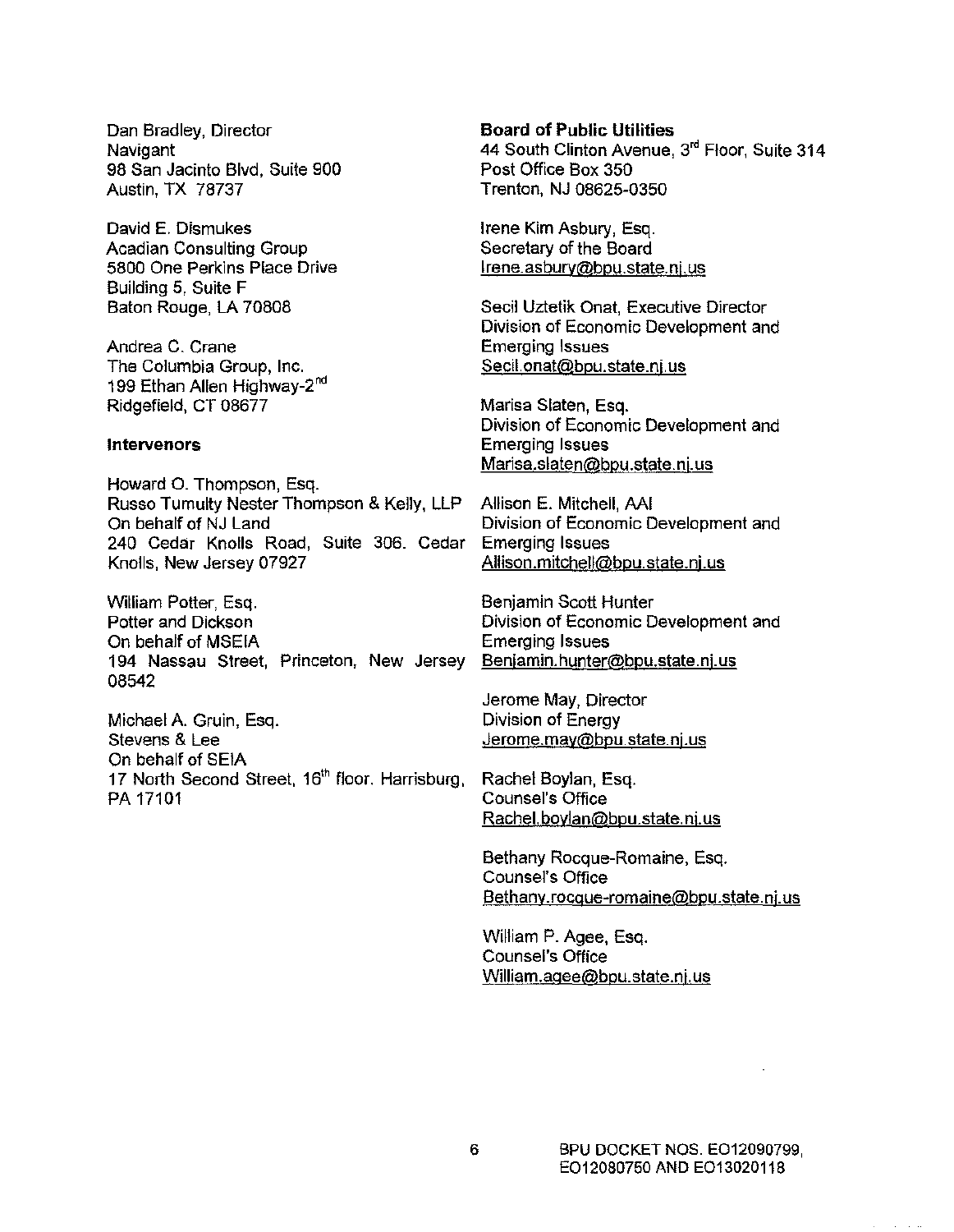Dan Bradley, Director
Navigant
98 San Jacinto Blvd, Suite 900
Austin, TX 78737

David E. Dismukes
Acadian Consulting Group
5800 One Perkins Place Drive
Building 5, Suite F
Baton Rouge, LA 70808

Andrea C. Crane
The Columbia Group, Inc.
199 Ethan Allen Highway-2[nd]
Ridgefield, CT 08677

**Intervenors**

Howard O. Thompson, Esq.
Russo Tumulty Nester Thompson & Kelly, LLP
On behalf of NJ Land
240 Cedar Knolls Road, Suite 306. Cedar Knolls, New Jersey 07927

William Potter, Esq.
Potter and Dickson
On behalf of MSEIA
194 Nassau Street, Princeton, New Jersey 08542

Michael A. Gruin, Esq.
Stevens & Lee
On behalf of SEIA
17 North Second Street, 16[th] floor. Harrisburg, PA 17101

**Board of Public Utilities**
44 South Clinton Avenue, 3[rd] Floor, Suite 314
Post Office Box 350
Trenton, NJ 08625-0350

Irene Kim Asbury, Esq.
Secretary of the Board
Irene.asbury@bpu.state.nj.us

Secil Uztetik Onat, Executive Director
Division of Economic Development and Emerging Issues
Secil.onat@bpu.state.nj.us

Marisa Slaten, Esq.
Division of Economic Development and Emerging Issues
Marisa.slaten@bpu.state.nj.us

Allison E. Mitchell, AAI
Division of Economic Development and Emerging Issues
Allison.mitchell@bpu.state.nj.us

Benjamin Scott Hunter
Division of Economic Development and Emerging Issues
Benjamin.hunter@bpu.state.nj.us

Jerome May, Director
Division of Energy
Jerome.may@bpu.state.nj.us

Rachel Boylan, Esq.
Counsel's Office
Rachel.boylan@bpu.state.nj.us

Bethany Rocque-Romaine, Esq.
Counsel's Office
Bethany.rocque-romaine@bpu.state.nj.us

William P. Agee, Esq.
Counsel's Office
William.agee@bpu.state.nj.us

BPU DOCKET NOS. EO12090799, EO12080750 AND EO13020118